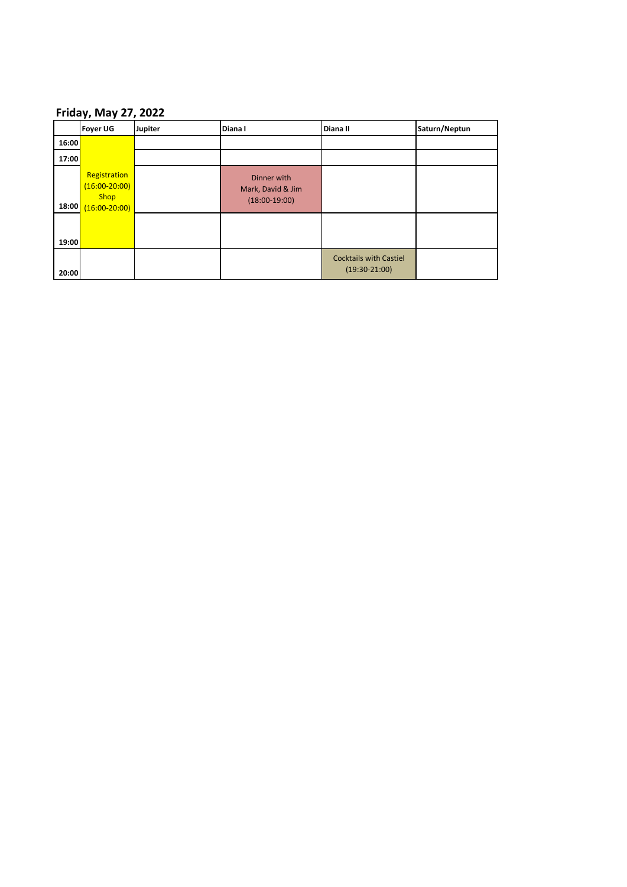## Friday, May 27, 2022

| | Foyer UG | Jupiter | Diana I | Diana II | Saturn/Neptun |
|---|---|---|---|---|---|
| 16:00 | Registration (16:00-20:00) Shop (16:00-20:00) | | | | |
| 17:00 | | | | | |
| 18:00 | | | Dinner with Mark, David & Jim (18:00-19:00) | | |
| 19:00 | | | | | |
| 20:00 | | | | Cocktails with Castiel (19:30-21:00) | |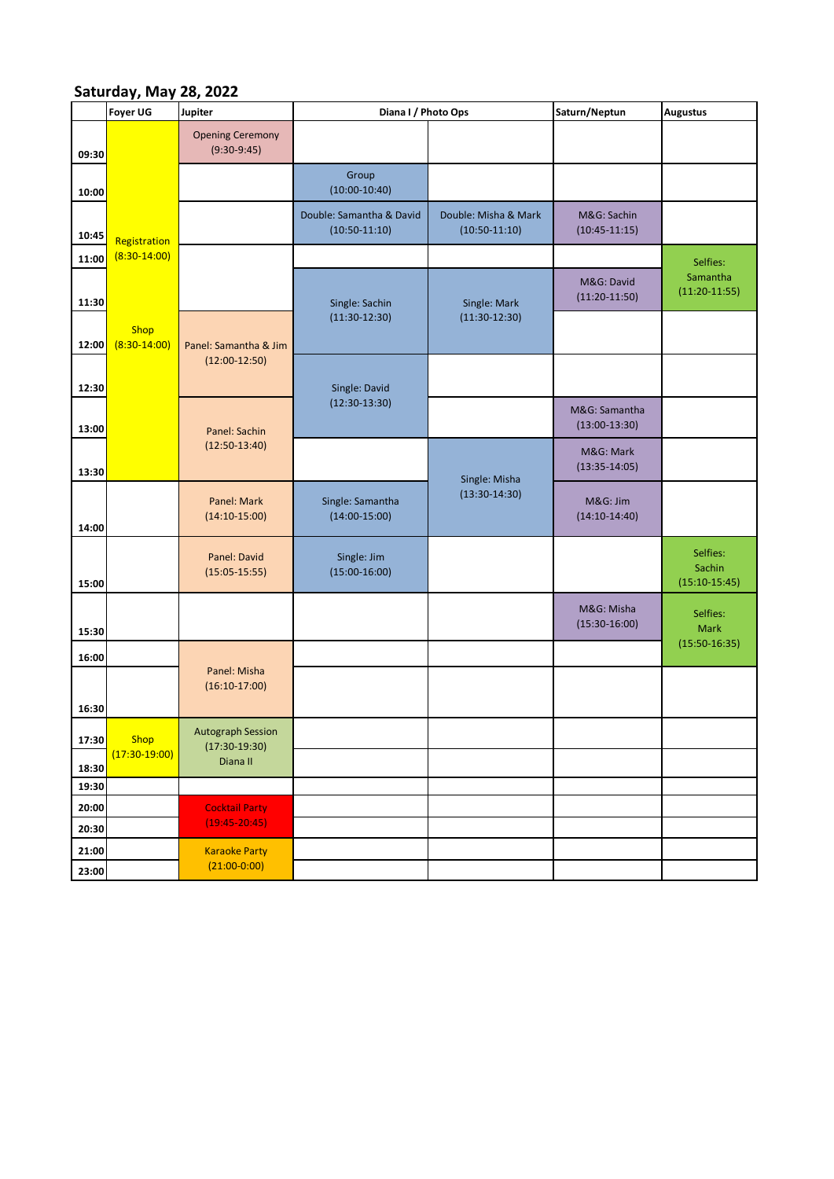## Saturday, May 28, 2022

| | Foyer UG | Jupiter | Diana I / Photo Ops | | Saturn/Neptun | Augustus |
|---|---|---|---|---|---|---|
| 09:30 | Registration (8:30-14:00) | Opening Ceremony (9:30-9:45) | | | | |
| 10:00 | | | Group (10:00-10:40) | | | |
| 10:45 | | | Double: Samantha & David (10:50-11:10) | Double: Misha & Mark (10:50-11:10) | M&G: Sachin (10:45-11:15) | |
| 11:00 | | | | | | Selfies: Samantha (11:20-11:55) |
| 11:30 | | | Single: Sachin (11:30-12:30) | Single: Mark (11:30-12:30) | M&G: David (11:20-11:50) | |
| 12:00 | Shop (8:30-14:00) | Panel: Samantha & Jim (12:00-12:50) | | | | |
| 12:30 | | | Single: David (12:30-13:30) | | | |
| 13:00 | | Panel: Sachin (12:50-13:40) | | | M&G: Samantha (13:00-13:30) | |
| 13:30 | | | | Single: Misha (13:30-14:30) | M&G: Mark (13:35-14:05) | |
| 14:00 | | Panel: Mark (14:10-15:00) | Single: Samantha (14:00-15:00) | | M&G: Jim (14:10-14:40) | |
| 15:00 | | Panel: David (15:05-15:55) | Single: Jim (15:00-16:00) | | | Selfies: Sachin (15:10-15:45) |
| 15:30 | | | | | M&G: Misha (15:30-16:00) | Selfies: Mark (15:50-16:35) |
| 16:00 | | Panel: Misha (16:10-17:00) | | | | |
| 16:30 | | | | | | |
| 17:30 | Shop (17:30-19:00) | Autograph Session (17:30-19:30) Diana II | | | | |
| 18:30 | | | | | | |
| 19:30 | | | | | | |
| 20:00 | | Cocktail Party (19:45-20:45) | | | | |
| 20:30 | | | | | | |
| 21:00 | | Karaoke Party (21:00-0:00) | | | | |
| 23:00 | | | | | | |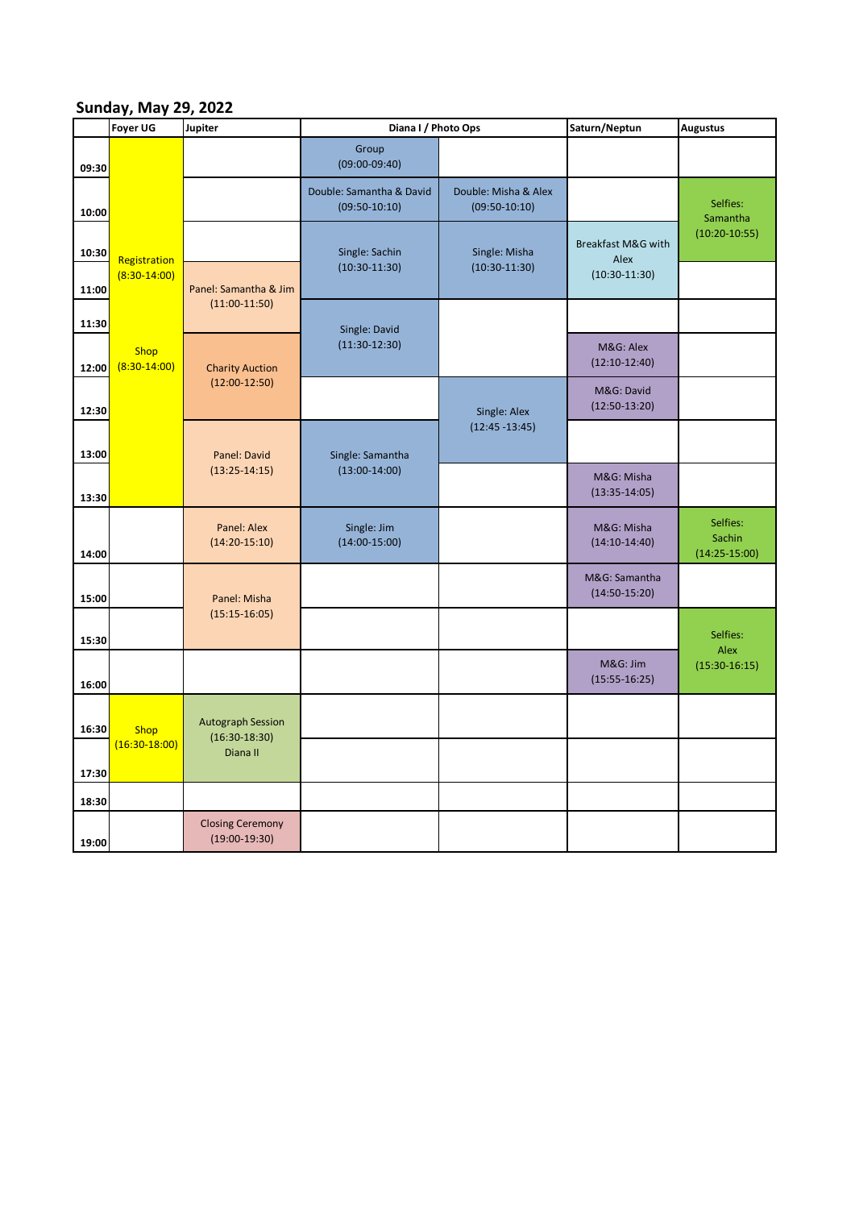## Sunday, May 29, 2022

| | Foyer UG | Jupiter | Diana I / Photo Ops | | Saturn/Neptun | Augustus |
|---|---|---|---|---|---|---|
| 09:30 | Registration (8:30-14:00) / Shop (8:30-14:00) | | Group (09:00-09:40) | | | |
| 10:00 | | | Double: Samantha & David (09:50-10:10) | Double: Misha & Alex (09:50-10:10) | | Selfies: Samantha (10:20-10:55) |
| 10:30 | | | Single: Sachin (10:30-11:30) | Single: Misha (10:30-11:30) | Breakfast M&G with Alex (10:30-11:30) | |
| 11:00 | | Panel: Samantha & Jim (11:00-11:50) | | | | |
| 11:30 | | | Single: David (11:30-12:30) | | | |
| 12:00 | | Charity Auction (12:00-12:50) | | | M&G: Alex (12:10-12:40) | |
| 12:30 | | | | Single: Alex (12:45 -13:45) | M&G: David (12:50-13:20) | |
| 13:00 | | Panel: David (13:25-14:15) | Single: Samantha (13:00-14:00) | | | |
| 13:30 | | | | | M&G: Misha (13:35-14:05) | |
| 14:00 | | Panel: Alex (14:20-15:10) | Single: Jim (14:00-15:00) | | M&G: Misha (14:10-14:40) | Selfies: Sachin (14:25-15:00) |
| 15:00 | | Panel: Misha (15:15-16:05) | | | M&G: Samantha (14:50-15:20) | |
| 15:30 | | | | | | Selfies: Alex (15:30-16:15) |
| 16:00 | | | | | M&G: Jim (15:55-16:25) | |
| 16:30 | Shop (16:30-18:00) | Autograph Session (16:30-18:30) Diana II | | | | |
| 17:30 | | | | | | |
| 18:30 | | | | | | |
| 19:00 | | Closing Ceremony (19:00-19:30) | | | | |